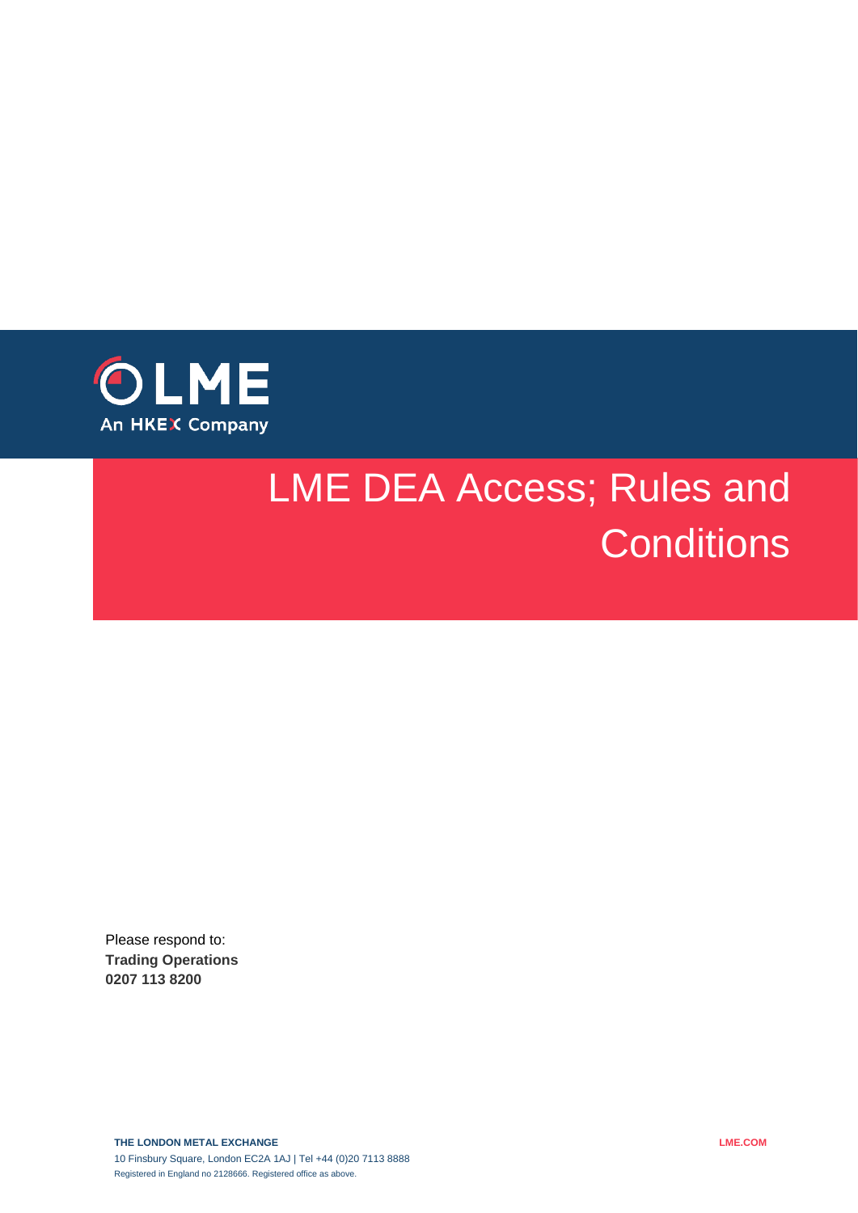LME

An HKEX Company

# LME DEA Access; Rules and Conditions

Please respond to:
**Trading Operations**
**0207 113 8200**

**THE LONDON METAL EXCHANGE**
10 Finsbury Square, London EC2A 1AJ | Tel +44 (0)20 7113 8888
Registered in England no 2128666. Registered office as above.

**LME.COM**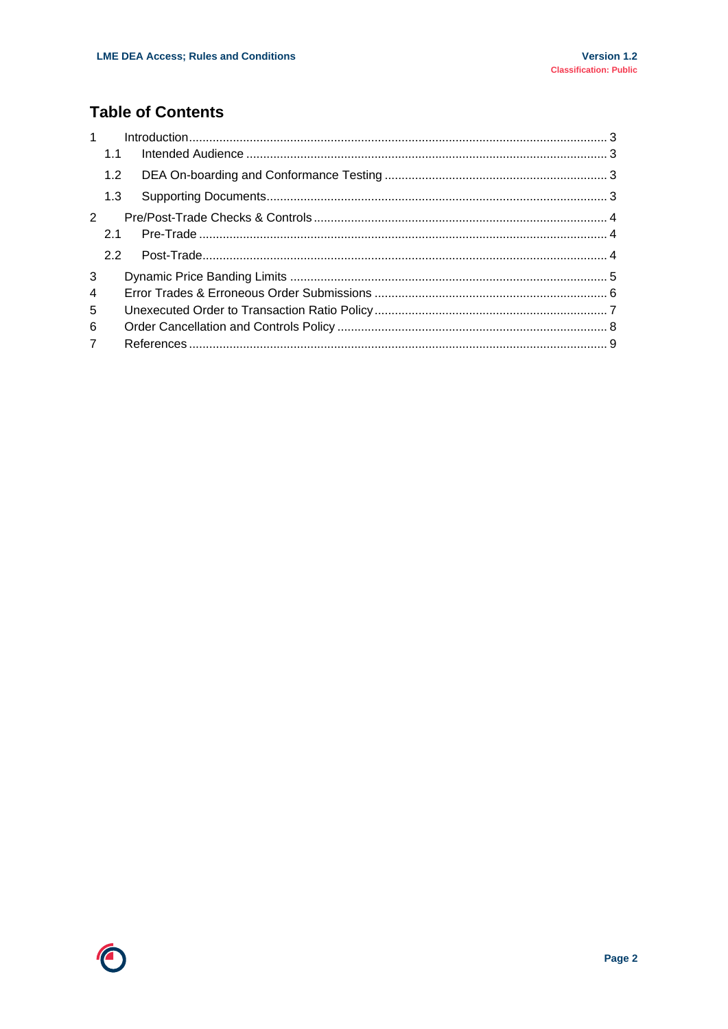## Table of Contents

1 Introduction ........................................................................................................................ 3
  1.1 Intended Audience ........................................................................................................ 3
  1.2 DEA On-boarding and Conformance Testing ................................................................ 3
  1.3 Supporting Documents ................................................................................................... 3
2 Pre/Post-Trade Checks & Controls ..................................................................................... 4
  2.1 Pre-Trade ....................................................................................................................... 4
  2.2 Post-Trade ...................................................................................................................... 4
3 Dynamic Price Banding Limits ............................................................................................ 5
4 Error Trades & Erroneous Order Submissions .................................................................... 6
5 Unexecuted Order to Transaction Ratio Policy .................................................................... 7
6 Order Cancellation and Controls Policy .............................................................................. 8
7 References ........................................................................................................................... 9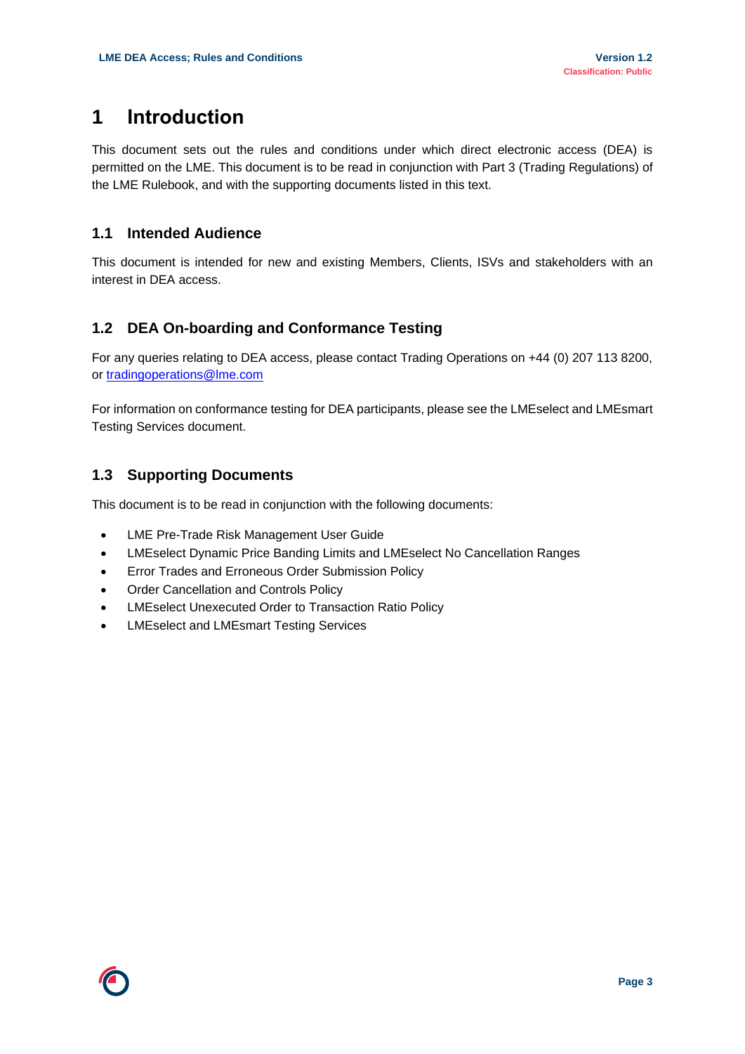# 1 Introduction

This document sets out the rules and conditions under which direct electronic access (DEA) is permitted on the LME. This document is to be read in conjunction with Part 3 (Trading Regulations) of the LME Rulebook, and with the supporting documents listed in this text.

## 1.1 Intended Audience

This document is intended for new and existing Members, Clients, ISVs and stakeholders with an interest in DEA access.

## 1.2 DEA On-boarding and Conformance Testing

For any queries relating to DEA access, please contact Trading Operations on +44 (0) 207 113 8200, or tradingoperations@lme.com

For information on conformance testing for DEA participants, please see the LMEselect and LMEsmart Testing Services document.

## 1.3 Supporting Documents

This document is to be read in conjunction with the following documents:

- LME Pre-Trade Risk Management User Guide
- LMEselect Dynamic Price Banding Limits and LMEselect No Cancellation Ranges
- Error Trades and Erroneous Order Submission Policy
- Order Cancellation and Controls Policy
- LMEselect Unexecuted Order to Transaction Ratio Policy
- LMEselect and LMEsmart Testing Services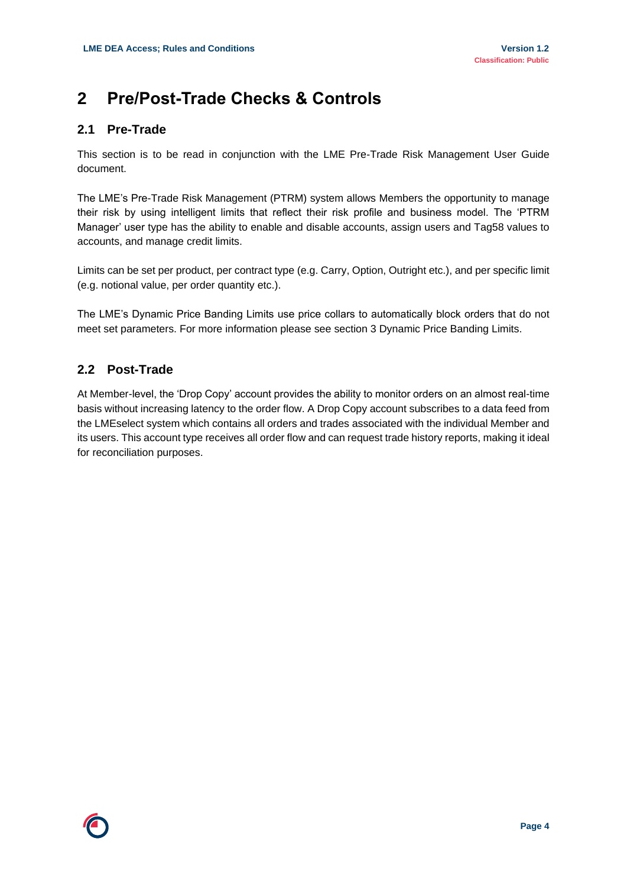# 2 Pre/Post-Trade Checks & Controls

## 2.1 Pre-Trade

This section is to be read in conjunction with the LME Pre-Trade Risk Management User Guide document.

The LME's Pre-Trade Risk Management (PTRM) system allows Members the opportunity to manage their risk by using intelligent limits that reflect their risk profile and business model. The 'PTRM Manager' user type has the ability to enable and disable accounts, assign users and Tag58 values to accounts, and manage credit limits.

Limits can be set per product, per contract type (e.g. Carry, Option, Outright etc.), and per specific limit (e.g. notional value, per order quantity etc.).

The LME's Dynamic Price Banding Limits use price collars to automatically block orders that do not meet set parameters. For more information please see section 3 Dynamic Price Banding Limits.

## 2.2 Post-Trade

At Member-level, the 'Drop Copy' account provides the ability to monitor orders on an almost real-time basis without increasing latency to the order flow. A Drop Copy account subscribes to a data feed from the LMEselect system which contains all orders and trades associated with the individual Member and its users. This account type receives all order flow and can request trade history reports, making it ideal for reconciliation purposes.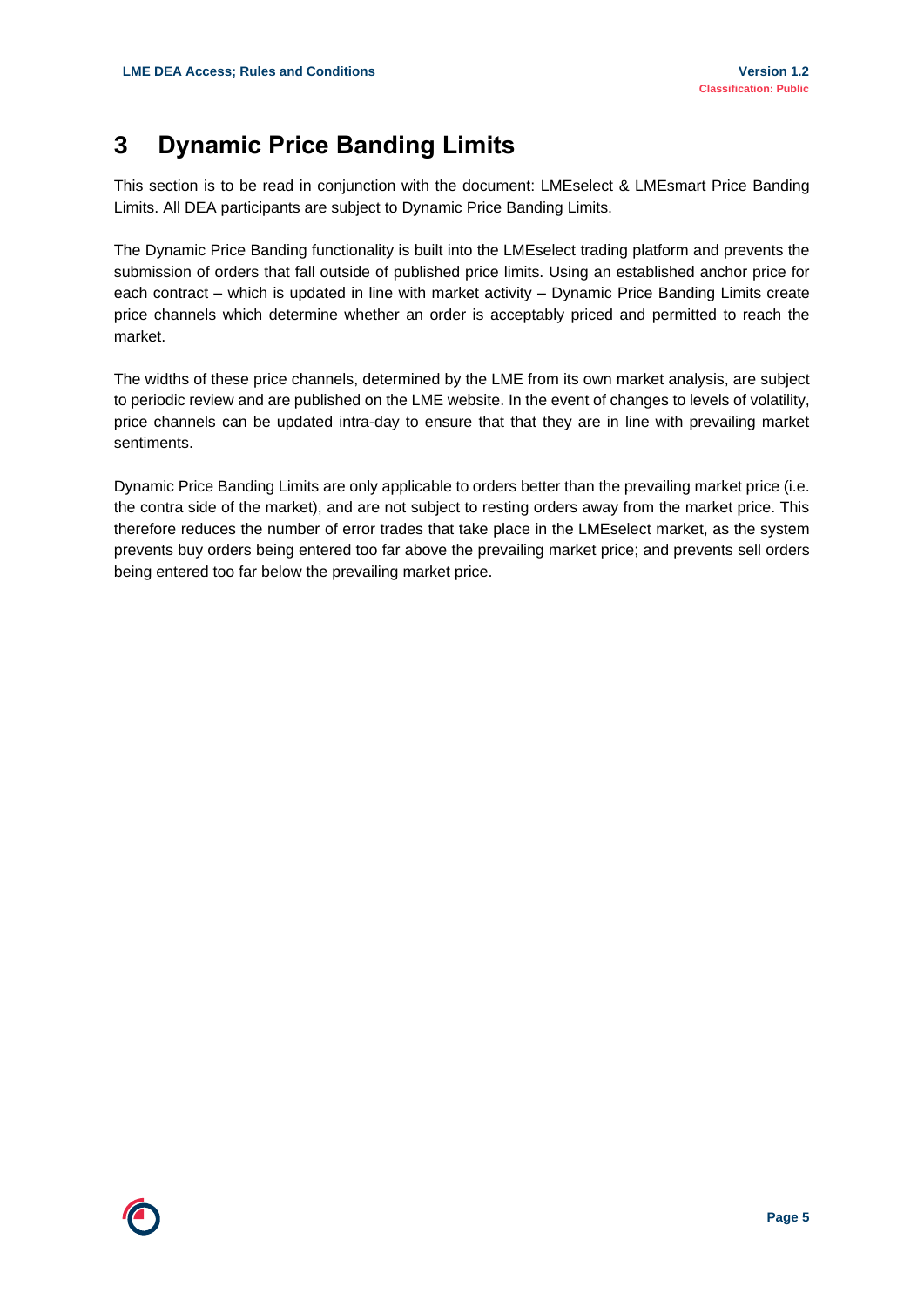# 3 Dynamic Price Banding Limits

This section is to be read in conjunction with the document: LMEselect & LMEsmart Price Banding Limits. All DEA participants are subject to Dynamic Price Banding Limits.

The Dynamic Price Banding functionality is built into the LMEselect trading platform and prevents the submission of orders that fall outside of published price limits. Using an established anchor price for each contract – which is updated in line with market activity – Dynamic Price Banding Limits create price channels which determine whether an order is acceptably priced and permitted to reach the market.

The widths of these price channels, determined by the LME from its own market analysis, are subject to periodic review and are published on the LME website. In the event of changes to levels of volatility, price channels can be updated intra-day to ensure that that they are in line with prevailing market sentiments.

Dynamic Price Banding Limits are only applicable to orders better than the prevailing market price (i.e. the contra side of the market), and are not subject to resting orders away from the market price. This therefore reduces the number of error trades that take place in the LMEselect market, as the system prevents buy orders being entered too far above the prevailing market price; and prevents sell orders being entered too far below the prevailing market price.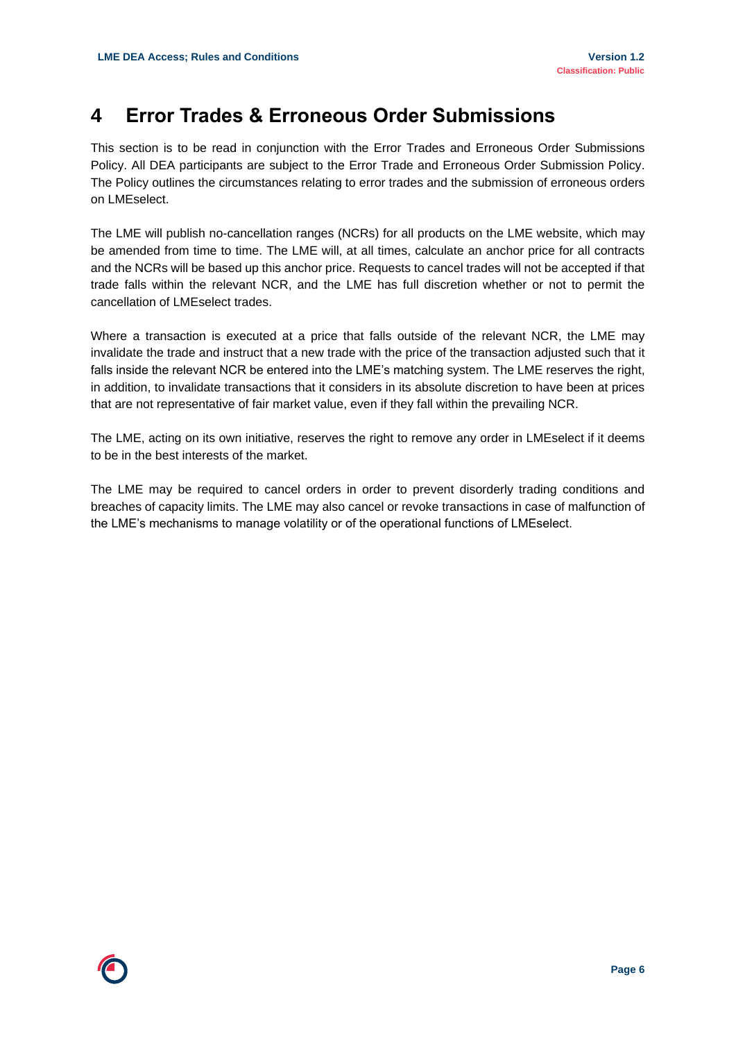# 4 Error Trades & Erroneous Order Submissions

This section is to be read in conjunction with the Error Trades and Erroneous Order Submissions Policy. All DEA participants are subject to the Error Trade and Erroneous Order Submission Policy. The Policy outlines the circumstances relating to error trades and the submission of erroneous orders on LMEselect.

The LME will publish no-cancellation ranges (NCRs) for all products on the LME website, which may be amended from time to time. The LME will, at all times, calculate an anchor price for all contracts and the NCRs will be based up this anchor price. Requests to cancel trades will not be accepted if that trade falls within the relevant NCR, and the LME has full discretion whether or not to permit the cancellation of LMEselect trades.

Where a transaction is executed at a price that falls outside of the relevant NCR, the LME may invalidate the trade and instruct that a new trade with the price of the transaction adjusted such that it falls inside the relevant NCR be entered into the LME's matching system. The LME reserves the right, in addition, to invalidate transactions that it considers in its absolute discretion to have been at prices that are not representative of fair market value, even if they fall within the prevailing NCR.

The LME, acting on its own initiative, reserves the right to remove any order in LMEselect if it deems to be in the best interests of the market.

The LME may be required to cancel orders in order to prevent disorderly trading conditions and breaches of capacity limits. The LME may also cancel or revoke transactions in case of malfunction of the LME's mechanisms to manage volatility or of the operational functions of LMEselect.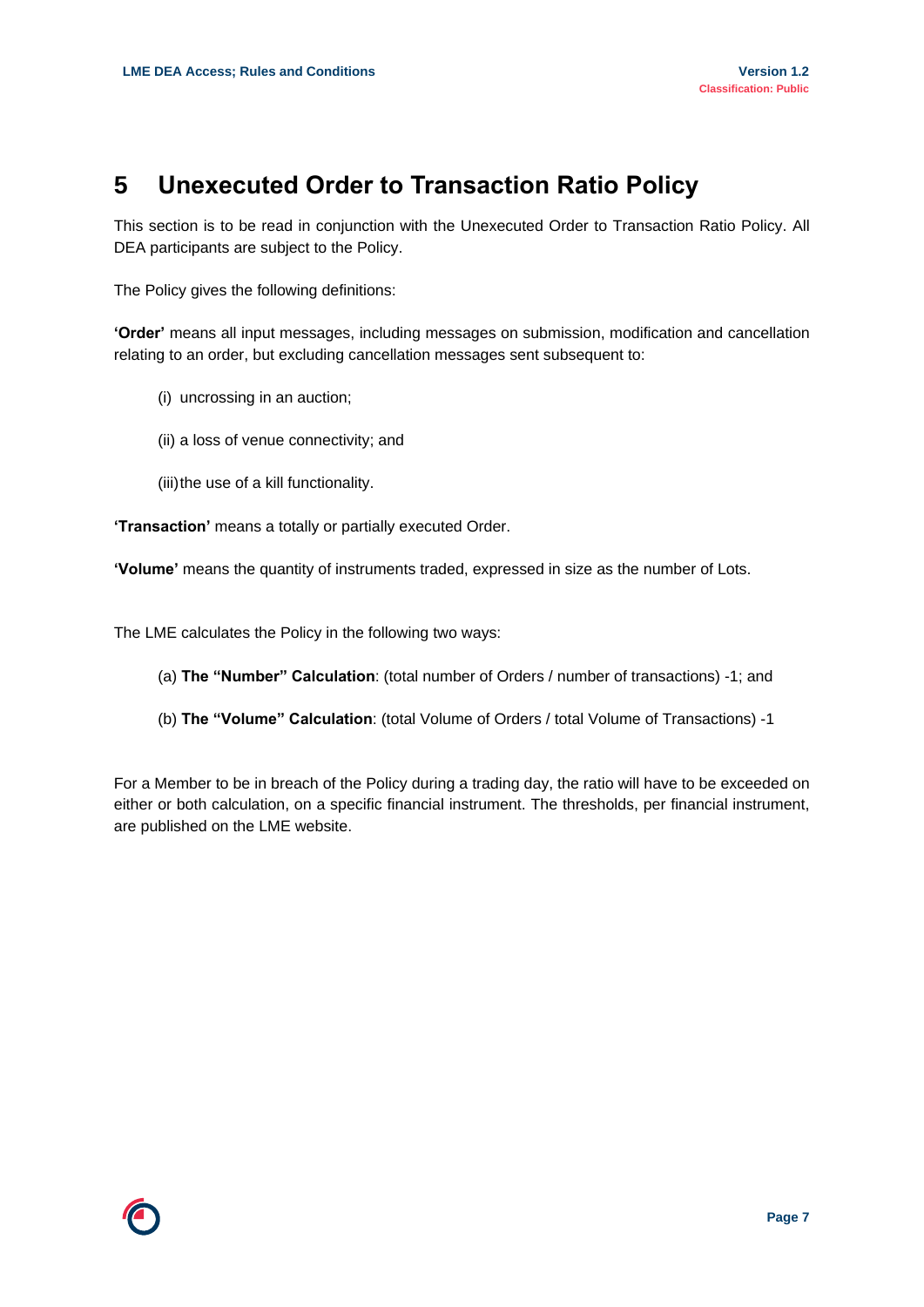# 5 Unexecuted Order to Transaction Ratio Policy

This section is to be read in conjunction with the Unexecuted Order to Transaction Ratio Policy. All DEA participants are subject to the Policy.

The Policy gives the following definitions:

**'Order'** means all input messages, including messages on submission, modification and cancellation relating to an order, but excluding cancellation messages sent subsequent to:

(i) uncrossing in an auction;

(ii) a loss of venue connectivity; and

(iii) the use of a kill functionality.

**'Transaction'** means a totally or partially executed Order.

**'Volume'** means the quantity of instruments traded, expressed in size as the number of Lots.

The LME calculates the Policy in the following two ways:

(a) **The "Number" Calculation**: (total number of Orders / number of transactions) -1; and

(b) **The "Volume" Calculation**: (total Volume of Orders / total Volume of Transactions) -1

For a Member to be in breach of the Policy during a trading day, the ratio will have to be exceeded on either or both calculation, on a specific financial instrument. The thresholds, per financial instrument, are published on the LME website.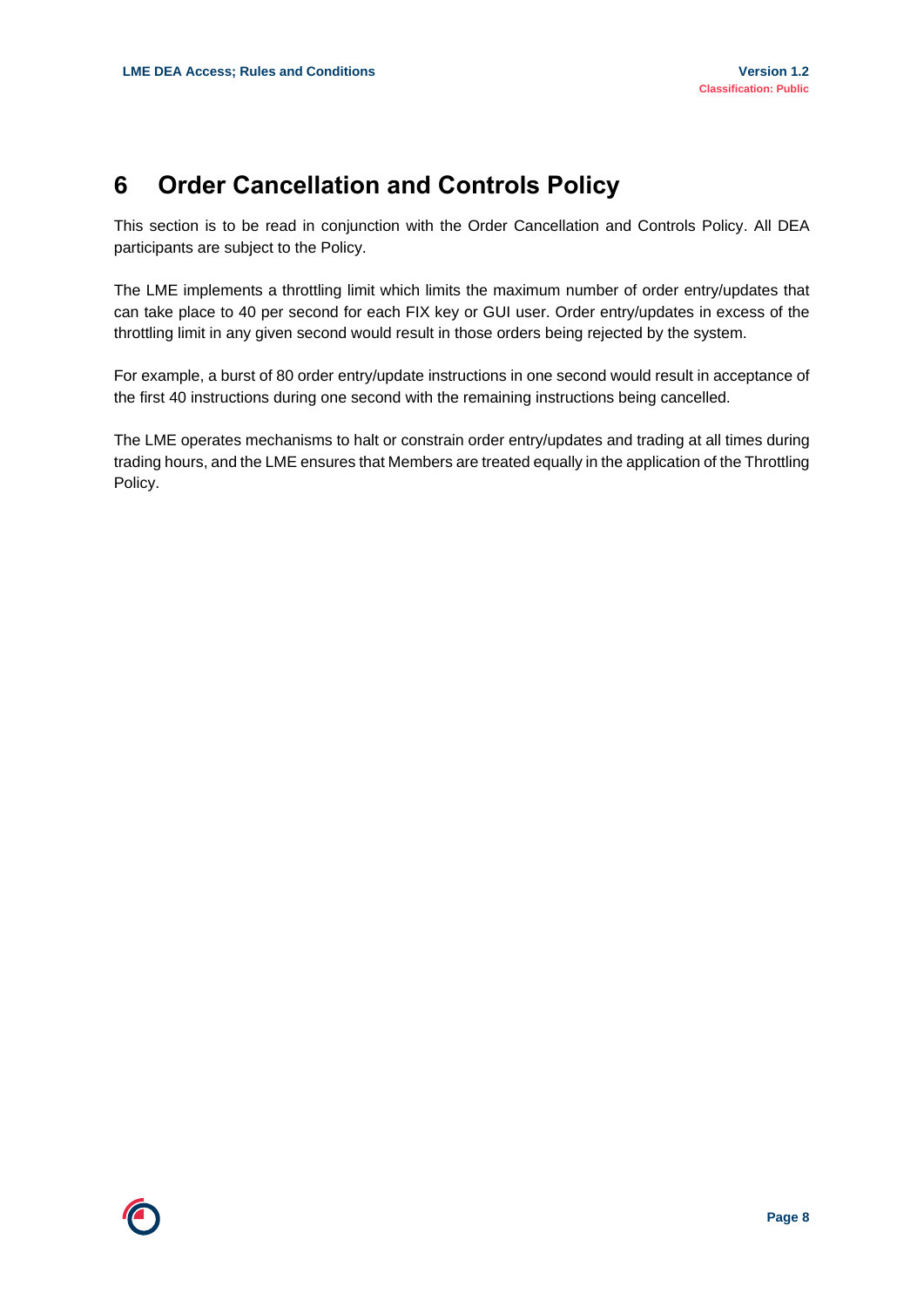# 6 Order Cancellation and Controls Policy

This section is to be read in conjunction with the Order Cancellation and Controls Policy. All DEA participants are subject to the Policy.

The LME implements a throttling limit which limits the maximum number of order entry/updates that can take place to 40 per second for each FIX key or GUI user. Order entry/updates in excess of the throttling limit in any given second would result in those orders being rejected by the system.

For example, a burst of 80 order entry/update instructions in one second would result in acceptance of the first 40 instructions during one second with the remaining instructions being cancelled.

The LME operates mechanisms to halt or constrain order entry/updates and trading at all times during trading hours, and the LME ensures that Members are treated equally in the application of the Throttling Policy.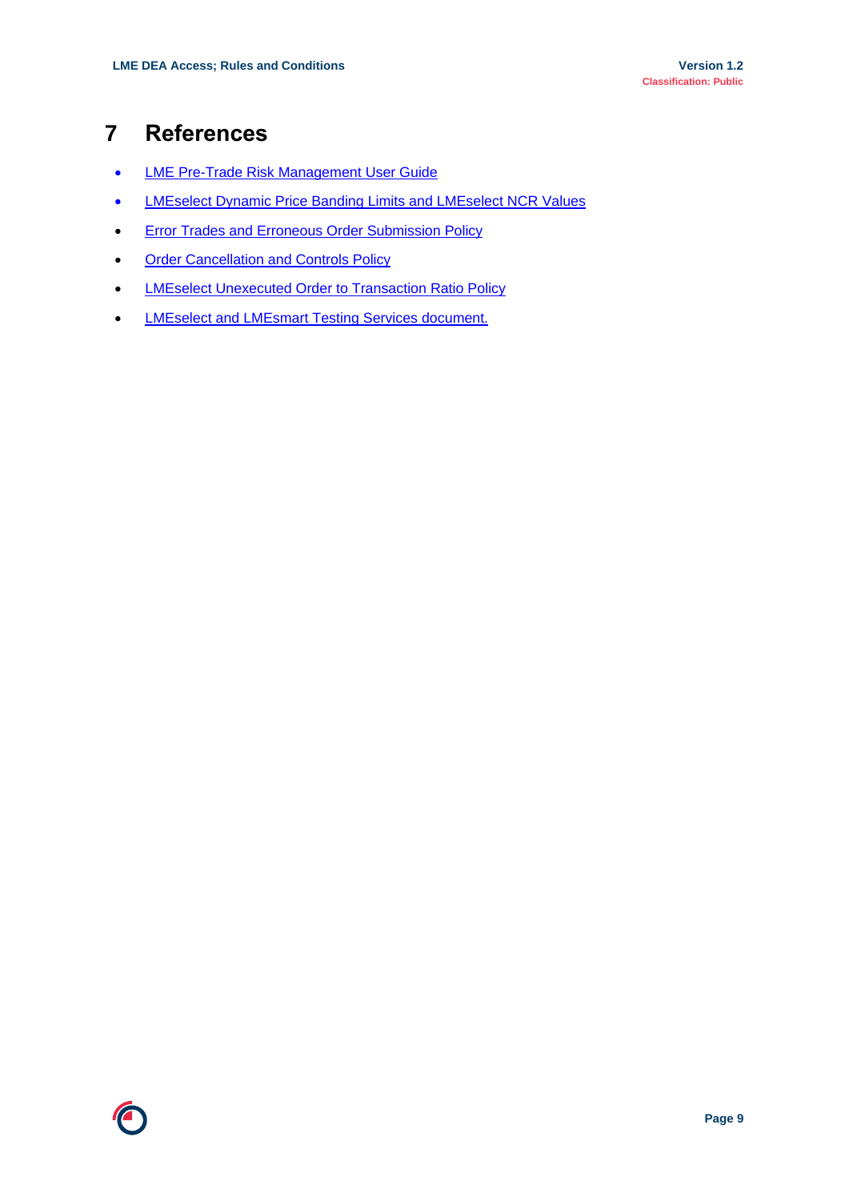# 7 References

- LME Pre-Trade Risk Management User Guide
- LMEselect Dynamic Price Banding Limits and LMEselect NCR Values
- Error Trades and Erroneous Order Submission Policy
- Order Cancellation and Controls Policy
- LMEselect Unexecuted Order to Transaction Ratio Policy
- LMEselect and LMEsmart Testing Services document.